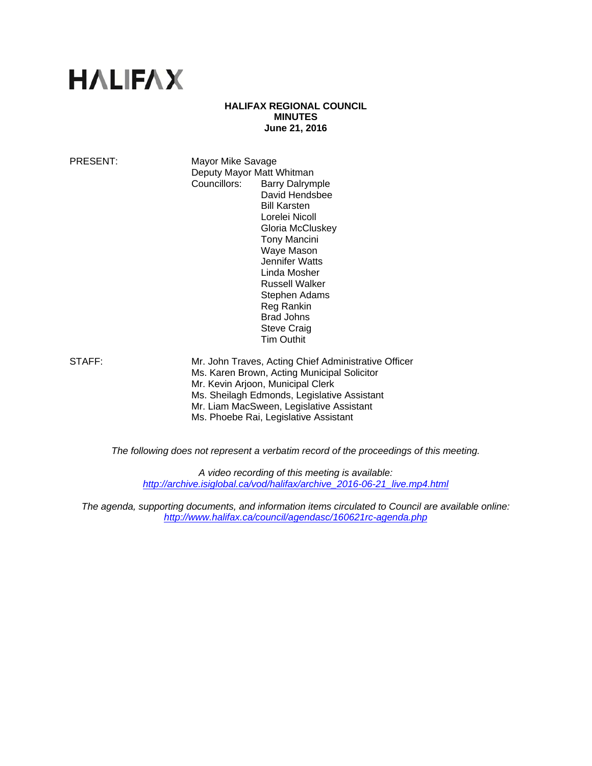HALIFAX

# HALIFAX REGIONAL COUNCIL
## MINUTES
## June 21, 2016

PRESENT: Mayor Mike Savage
Deputy Mayor Matt Whitman
Councillors: Barry Dalrymple
David Hendsbee
Bill Karsten
Lorelei Nicoll
Gloria McCluskey
Tony Mancini
Waye Mason
Jennifer Watts
Linda Mosher
Russell Walker
Stephen Adams
Reg Rankin
Brad Johns
Steve Craig
Tim Outhit

STAFF: Mr. John Traves, Acting Chief Administrative Officer
Ms. Karen Brown, Acting Municipal Solicitor
Mr. Kevin Arjoon, Municipal Clerk
Ms. Sheilagh Edmonds, Legislative Assistant
Mr. Liam MacSween, Legislative Assistant
Ms. Phoebe Rai, Legislative Assistant

*The following does not represent a verbatim record of the proceedings of this meeting.*

*A video recording of this meeting is available:*
*http://archive.isiglobal.ca/vod/halifax/archive_2016-06-21_live.mp4.html*

*The agenda, supporting documents, and information items circulated to Council are available online:*
*http://www.halifax.ca/council/agendasc/160621rc-agenda.php*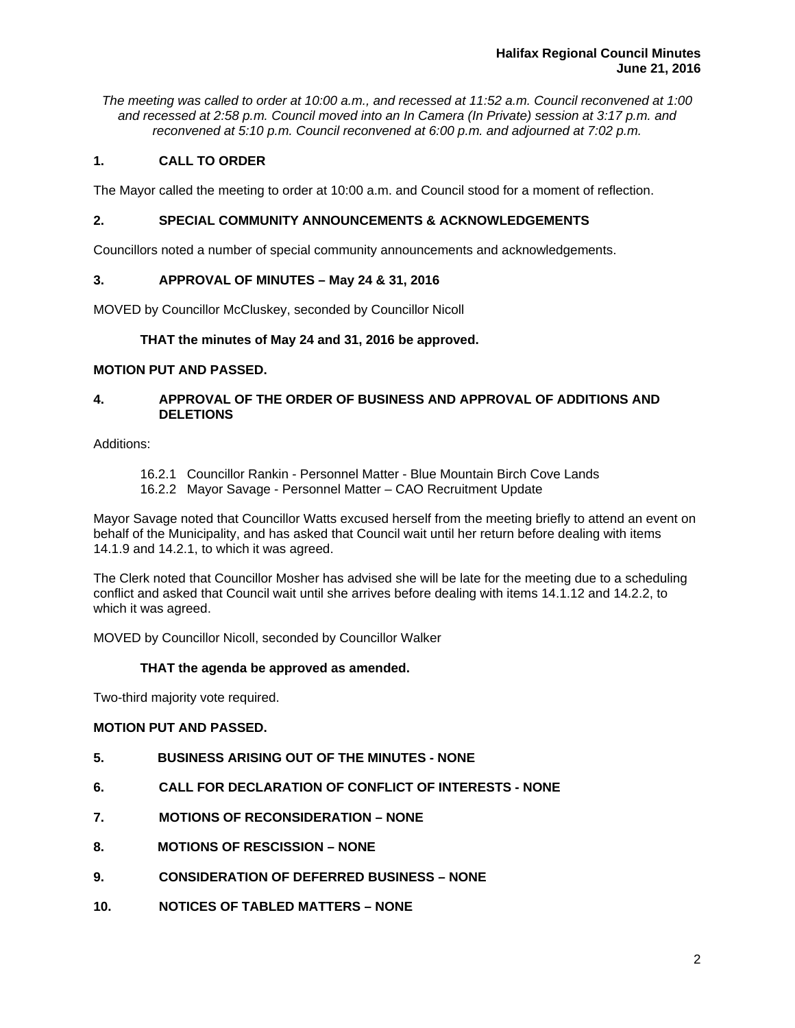*The meeting was called to order at 10:00 a.m., and recessed at 11:52 a.m. Council reconvened at 1:00 and recessed at 2:58 p.m. Council moved into an In Camera (In Private) session at 3:17 p.m. and reconvened at 5:10 p.m. Council reconvened at 6:00 p.m. and adjourned at 7:02 p.m.*

## 1. CALL TO ORDER

The Mayor called the meeting to order at 10:00 a.m. and Council stood for a moment of reflection.

## 2. SPECIAL COMMUNITY ANNOUNCEMENTS & ACKNOWLEDGEMENTS

Councillors noted a number of special community announcements and acknowledgements.

## 3. APPROVAL OF MINUTES – May 24 & 31, 2016

MOVED by Councillor McCluskey, seconded by Councillor Nicoll

**THAT the minutes of May 24 and 31, 2016 be approved.**

**MOTION PUT AND PASSED.**

## 4. APPROVAL OF THE ORDER OF BUSINESS AND APPROVAL OF ADDITIONS AND DELETIONS

Additions:

16.2.1 Councillor Rankin - Personnel Matter - Blue Mountain Birch Cove Lands
16.2.2 Mayor Savage - Personnel Matter – CAO Recruitment Update

Mayor Savage noted that Councillor Watts excused herself from the meeting briefly to attend an event on behalf of the Municipality, and has asked that Council wait until her return before dealing with items 14.1.9 and 14.2.1, to which it was agreed.

The Clerk noted that Councillor Mosher has advised she will be late for the meeting due to a scheduling conflict and asked that Council wait until she arrives before dealing with items 14.1.12 and 14.2.2, to which it was agreed.

MOVED by Councillor Nicoll, seconded by Councillor Walker

**THAT the agenda be approved as amended.**

Two-third majority vote required.

**MOTION PUT AND PASSED.**

## 5. BUSINESS ARISING OUT OF THE MINUTES - NONE

## 6. CALL FOR DECLARATION OF CONFLICT OF INTERESTS - NONE

## 7. MOTIONS OF RECONSIDERATION – NONE

## 8. MOTIONS OF RESCISSION – NONE

## 9. CONSIDERATION OF DEFERRED BUSINESS – NONE

## 10. NOTICES OF TABLED MATTERS – NONE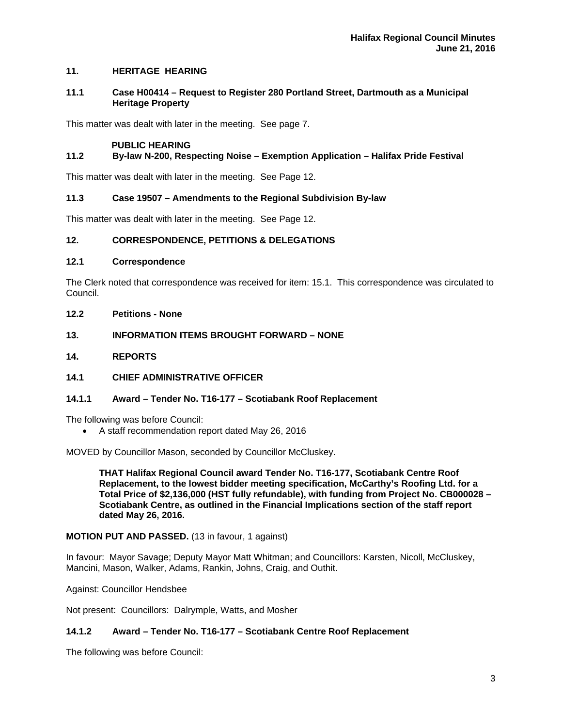## 11. HERITAGE HEARING

### 11.1 Case H00414 – Request to Register 280 Portland Street, Dartmouth as a Municipal Heritage Property

This matter was dealt with later in the meeting. See page 7.

**PUBLIC HEARING**

### 11.2 By-law N-200, Respecting Noise – Exemption Application – Halifax Pride Festival

This matter was dealt with later in the meeting. See Page 12.

### 11.3 Case 19507 – Amendments to the Regional Subdivision By-law

This matter was dealt with later in the meeting. See Page 12.

## 12. CORRESPONDENCE, PETITIONS & DELEGATIONS

### 12.1 Correspondence

The Clerk noted that correspondence was received for item: 15.1. This correspondence was circulated to Council.

### 12.2 Petitions - None

## 13. INFORMATION ITEMS BROUGHT FORWARD – NONE

## 14. REPORTS

### 14.1 CHIEF ADMINISTRATIVE OFFICER

#### 14.1.1 Award – Tender No. T16-177 – Scotiabank Roof Replacement

The following was before Council:

- A staff recommendation report dated May 26, 2016

MOVED by Councillor Mason, seconded by Councillor McCluskey.

> **THAT Halifax Regional Council award Tender No. T16-177, Scotiabank Centre Roof Replacement, to the lowest bidder meeting specification, McCarthy's Roofing Ltd. for a Total Price of $2,136,000 (HST fully refundable), with funding from Project No. CB000028 – Scotiabank Centre, as outlined in the Financial Implications section of the staff report dated May 26, 2016.**

**MOTION PUT AND PASSED.** (13 in favour, 1 against)

In favour: Mayor Savage; Deputy Mayor Matt Whitman; and Councillors: Karsten, Nicoll, McCluskey, Mancini, Mason, Walker, Adams, Rankin, Johns, Craig, and Outhit.

Against: Councillor Hendsbee

Not present: Councillors: Dalrymple, Watts, and Mosher

#### 14.1.2 Award – Tender No. T16-177 – Scotiabank Centre Roof Replacement

The following was before Council: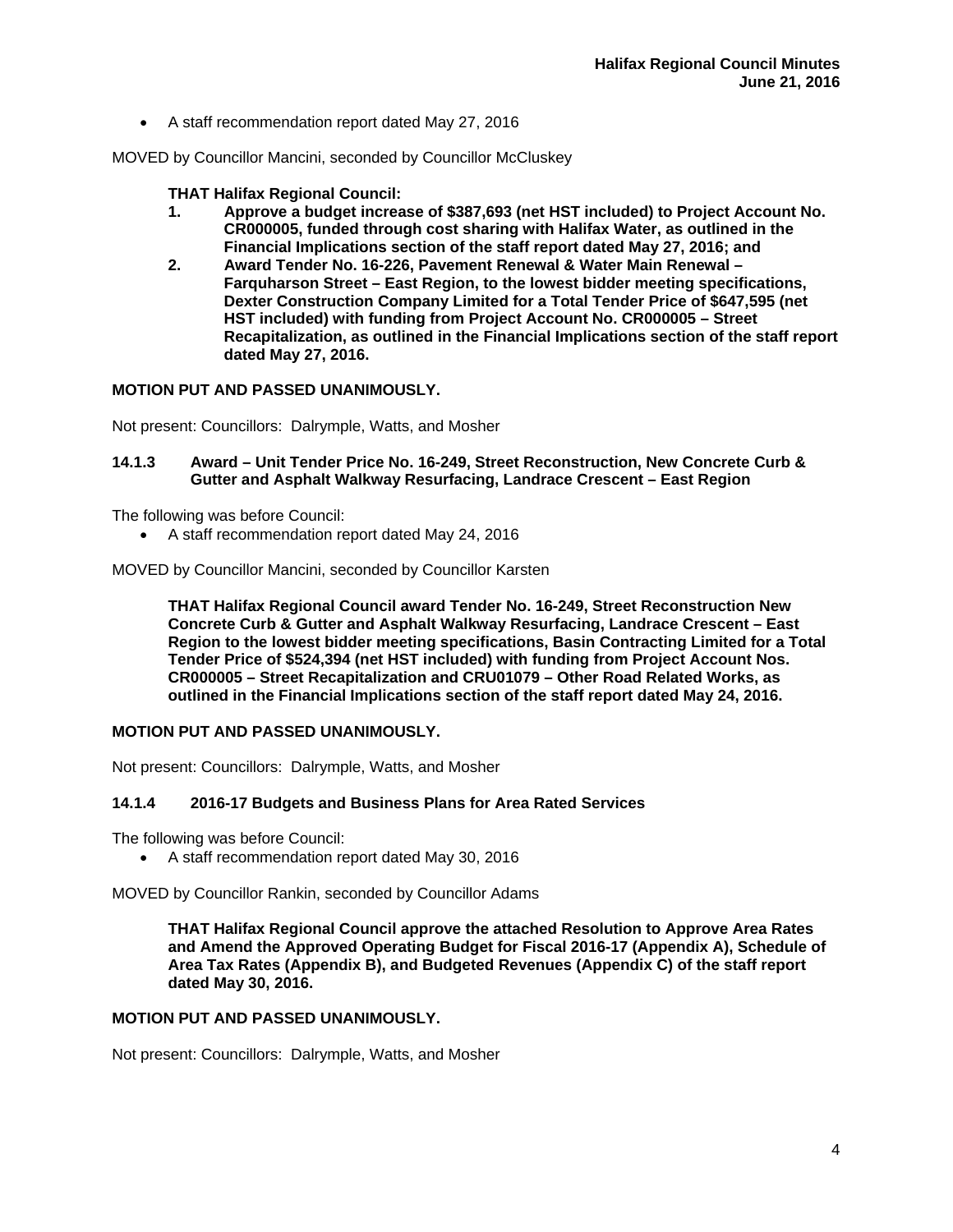- A staff recommendation report dated May 27, 2016

MOVED by Councillor Mancini, seconded by Councillor McCluskey

**THAT Halifax Regional Council:**

1. **Approve a budget increase of $387,693 (net HST included) to Project Account No. CR000005, funded through cost sharing with Halifax Water, as outlined in the Financial Implications section of the staff report dated May 27, 2016; and**
2. **Award Tender No. 16-226, Pavement Renewal & Water Main Renewal – Farquharson Street – East Region, to the lowest bidder meeting specifications, Dexter Construction Company Limited for a Total Tender Price of $647,595 (net HST included) with funding from Project Account No. CR000005 – Street Recapitalization, as outlined in the Financial Implications section of the staff report dated May 27, 2016.**

**MOTION PUT AND PASSED UNANIMOUSLY.**

Not present: Councillors: Dalrymple, Watts, and Mosher

### 14.1.3 Award – Unit Tender Price No. 16-249, Street Reconstruction, New Concrete Curb & Gutter and Asphalt Walkway Resurfacing, Landrace Crescent – East Region

The following was before Council:

- A staff recommendation report dated May 24, 2016

MOVED by Councillor Mancini, seconded by Councillor Karsten

**THAT Halifax Regional Council award Tender No. 16-249, Street Reconstruction New Concrete Curb & Gutter and Asphalt Walkway Resurfacing, Landrace Crescent – East Region to the lowest bidder meeting specifications, Basin Contracting Limited for a Total Tender Price of $524,394 (net HST included) with funding from Project Account Nos. CR000005 – Street Recapitalization and CRU01079 – Other Road Related Works, as outlined in the Financial Implications section of the staff report dated May 24, 2016.**

**MOTION PUT AND PASSED UNANIMOUSLY.**

Not present: Councillors: Dalrymple, Watts, and Mosher

### 14.1.4 2016-17 Budgets and Business Plans for Area Rated Services

The following was before Council:

- A staff recommendation report dated May 30, 2016

MOVED by Councillor Rankin, seconded by Councillor Adams

**THAT Halifax Regional Council approve the attached Resolution to Approve Area Rates and Amend the Approved Operating Budget for Fiscal 2016-17 (Appendix A), Schedule of Area Tax Rates (Appendix B), and Budgeted Revenues (Appendix C) of the staff report dated May 30, 2016.**

**MOTION PUT AND PASSED UNANIMOUSLY.**

Not present: Councillors: Dalrymple, Watts, and Mosher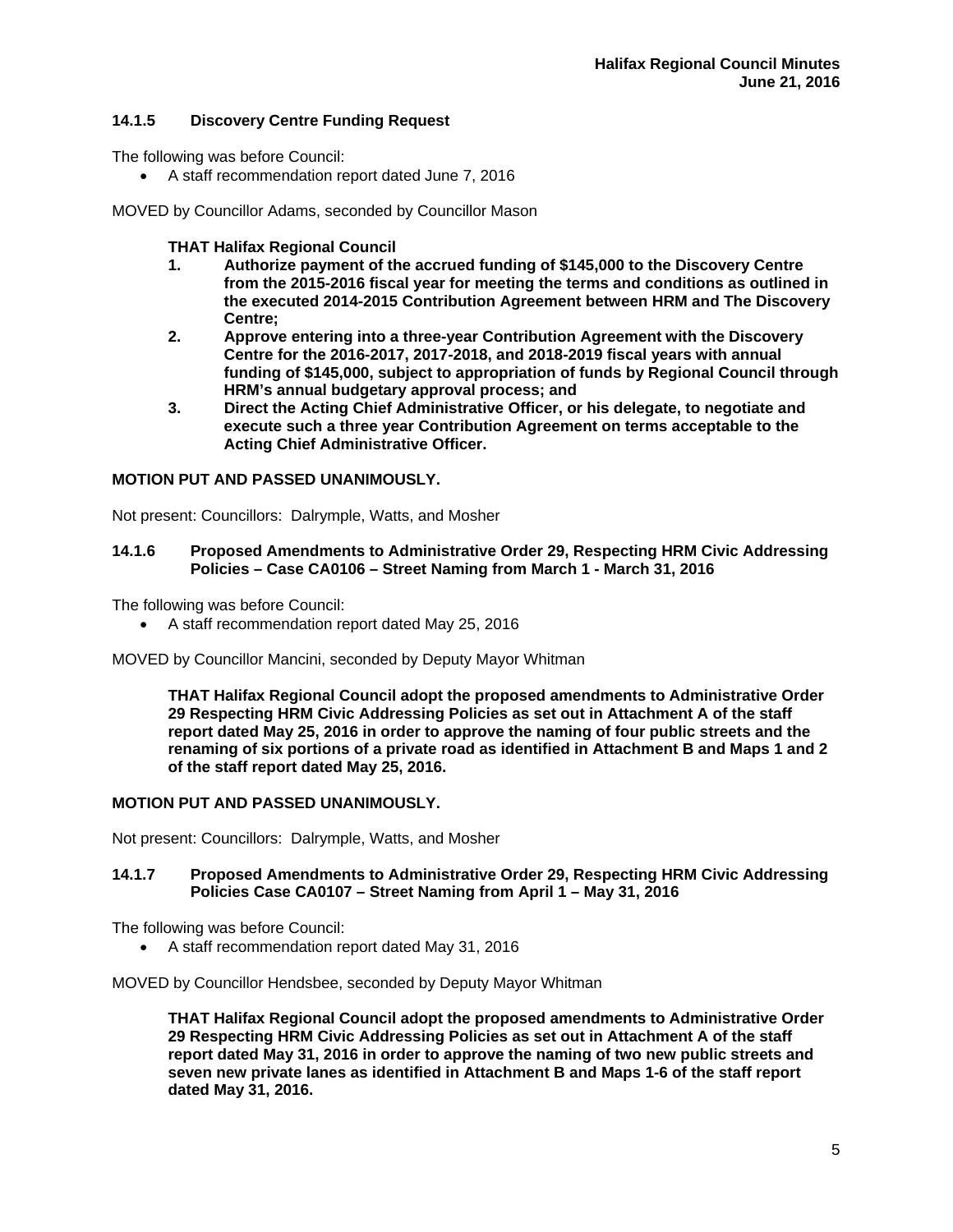### 14.1.5 Discovery Centre Funding Request

The following was before Council:

- A staff recommendation report dated June 7, 2016

MOVED by Councillor Adams, seconded by Councillor Mason

**THAT Halifax Regional Council**

1. **Authorize payment of the accrued funding of $145,000 to the Discovery Centre from the 2015-2016 fiscal year for meeting the terms and conditions as outlined in the executed 2014-2015 Contribution Agreement between HRM and The Discovery Centre;**
2. **Approve entering into a three-year Contribution Agreement with the Discovery Centre for the 2016-2017, 2017-2018, and 2018-2019 fiscal years with annual funding of $145,000, subject to appropriation of funds by Regional Council through HRM's annual budgetary approval process; and**
3. **Direct the Acting Chief Administrative Officer, or his delegate, to negotiate and execute such a three year Contribution Agreement on terms acceptable to the Acting Chief Administrative Officer.**

**MOTION PUT AND PASSED UNANIMOUSLY.**

Not present: Councillors: Dalrymple, Watts, and Mosher

### 14.1.6 Proposed Amendments to Administrative Order 29, Respecting HRM Civic Addressing Policies – Case CA0106 – Street Naming from March 1 - March 31, 2016

The following was before Council:

- A staff recommendation report dated May 25, 2016

MOVED by Councillor Mancini, seconded by Deputy Mayor Whitman

**THAT Halifax Regional Council adopt the proposed amendments to Administrative Order 29 Respecting HRM Civic Addressing Policies as set out in Attachment A of the staff report dated May 25, 2016 in order to approve the naming of four public streets and the renaming of six portions of a private road as identified in Attachment B and Maps 1 and 2 of the staff report dated May 25, 2016.**

**MOTION PUT AND PASSED UNANIMOUSLY.**

Not present: Councillors: Dalrymple, Watts, and Mosher

### 14.1.7 Proposed Amendments to Administrative Order 29, Respecting HRM Civic Addressing Policies Case CA0107 – Street Naming from April 1 – May 31, 2016

The following was before Council:

- A staff recommendation report dated May 31, 2016

MOVED by Councillor Hendsbee, seconded by Deputy Mayor Whitman

**THAT Halifax Regional Council adopt the proposed amendments to Administrative Order 29 Respecting HRM Civic Addressing Policies as set out in Attachment A of the staff report dated May 31, 2016 in order to approve the naming of two new public streets and seven new private lanes as identified in Attachment B and Maps 1-6 of the staff report dated May 31, 2016.**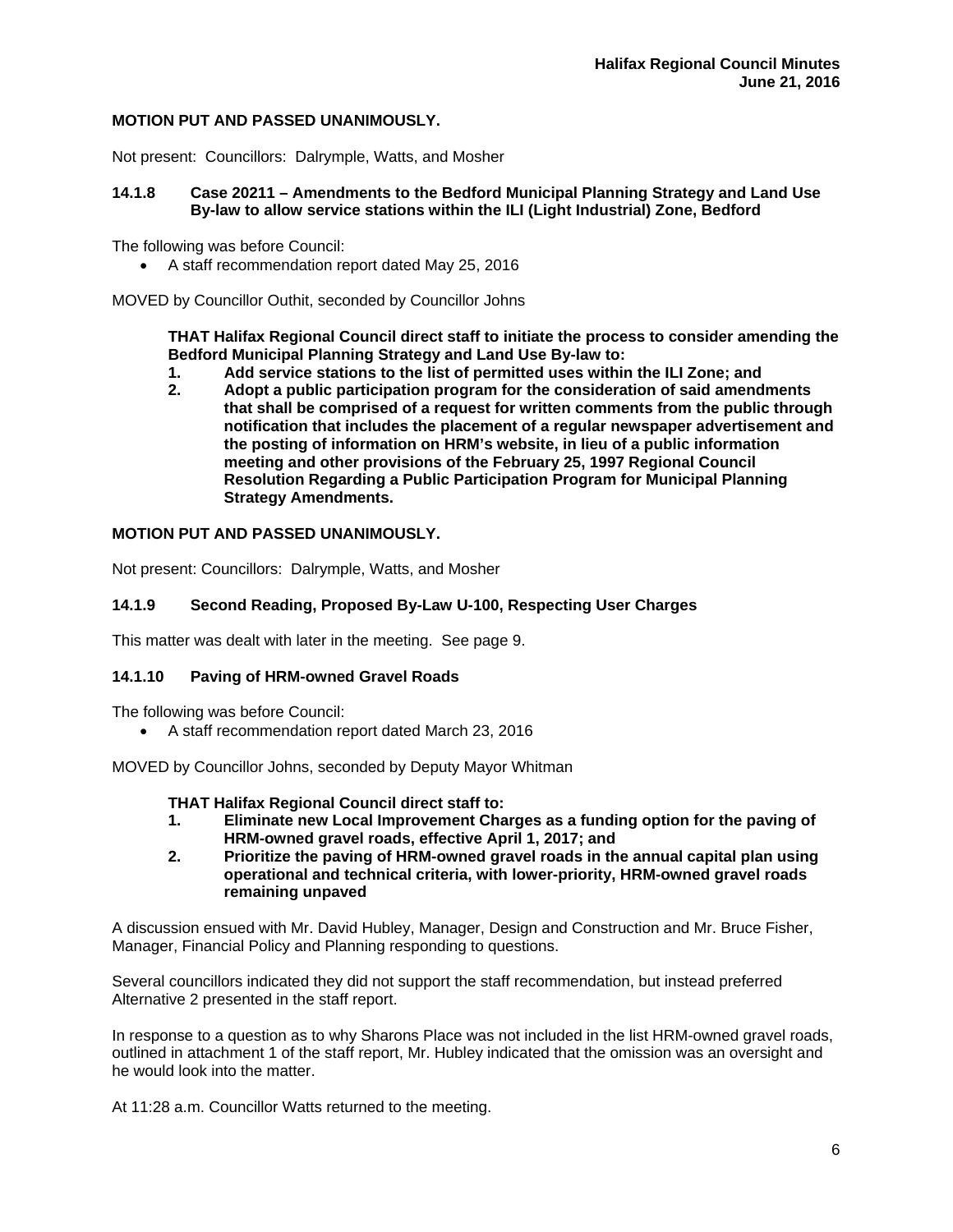**MOTION PUT AND PASSED UNANIMOUSLY.**

Not present: Councillors: Dalrymple, Watts, and Mosher

### 14.1.8 Case 20211 – Amendments to the Bedford Municipal Planning Strategy and Land Use By-law to allow service stations within the ILI (Light Industrial) Zone, Bedford

The following was before Council:

- A staff recommendation report dated May 25, 2016

MOVED by Councillor Outhit, seconded by Councillor Johns

**THAT Halifax Regional Council direct staff to initiate the process to consider amending the Bedford Municipal Planning Strategy and Land Use By-law to:**

1. **Add service stations to the list of permitted uses within the ILI Zone; and**
2. **Adopt a public participation program for the consideration of said amendments that shall be comprised of a request for written comments from the public through notification that includes the placement of a regular newspaper advertisement and the posting of information on HRM's website, in lieu of a public information meeting and other provisions of the February 25, 1997 Regional Council Resolution Regarding a Public Participation Program for Municipal Planning Strategy Amendments.**

**MOTION PUT AND PASSED UNANIMOUSLY.**

Not present: Councillors: Dalrymple, Watts, and Mosher

### 14.1.9 Second Reading, Proposed By-Law U-100, Respecting User Charges

This matter was dealt with later in the meeting. See page 9.

### 14.1.10 Paving of HRM-owned Gravel Roads

The following was before Council:

- A staff recommendation report dated March 23, 2016

MOVED by Councillor Johns, seconded by Deputy Mayor Whitman

**THAT Halifax Regional Council direct staff to:**

1. **Eliminate new Local Improvement Charges as a funding option for the paving of HRM-owned gravel roads, effective April 1, 2017; and**
2. **Prioritize the paving of HRM-owned gravel roads in the annual capital plan using operational and technical criteria, with lower-priority, HRM-owned gravel roads remaining unpaved**

A discussion ensued with Mr. David Hubley, Manager, Design and Construction and Mr. Bruce Fisher, Manager, Financial Policy and Planning responding to questions.

Several councillors indicated they did not support the staff recommendation, but instead preferred Alternative 2 presented in the staff report.

In response to a question as to why Sharons Place was not included in the list HRM-owned gravel roads, outlined in attachment 1 of the staff report, Mr. Hubley indicated that the omission was an oversight and he would look into the matter.

At 11:28 a.m. Councillor Watts returned to the meeting.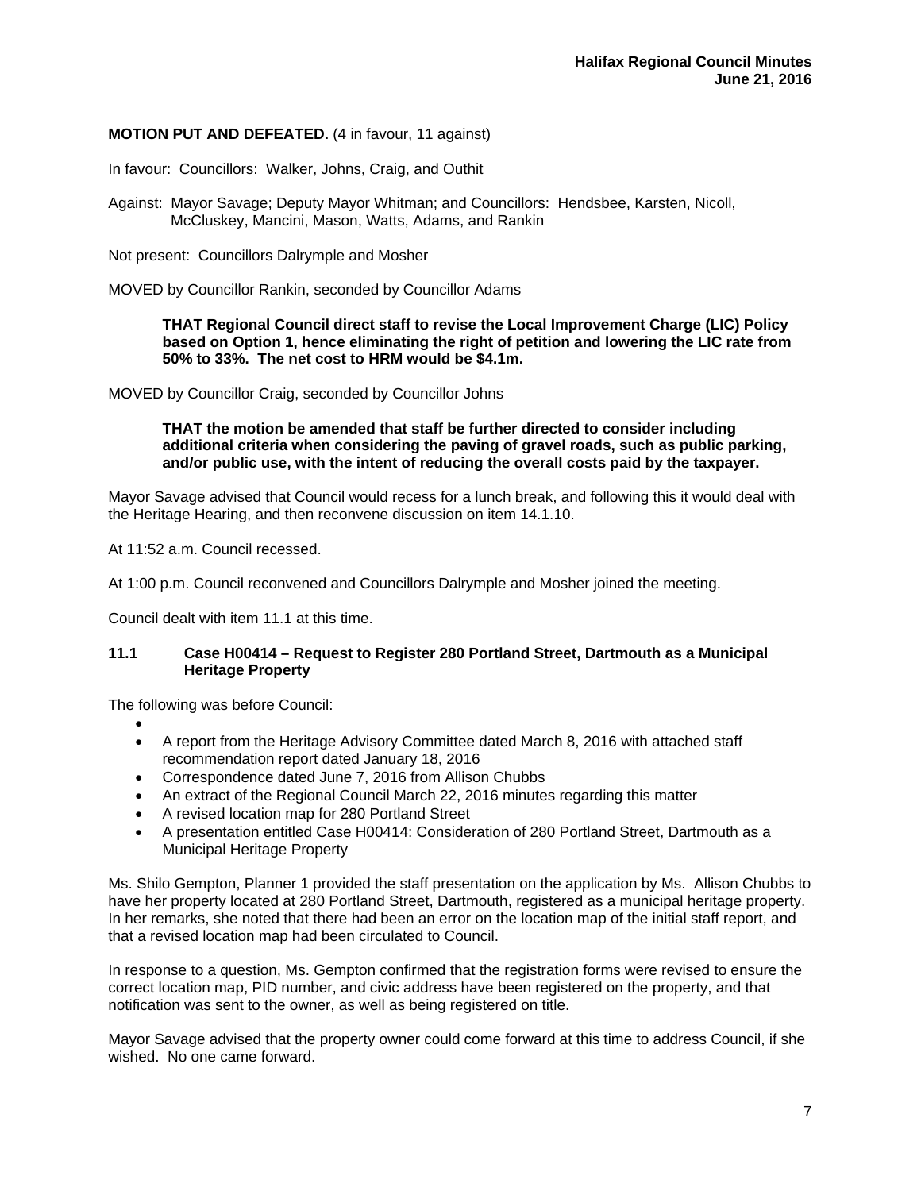**MOTION PUT AND DEFEATED.** (4 in favour, 11 against)

In favour: Councillors: Walker, Johns, Craig, and Outhit

Against: Mayor Savage; Deputy Mayor Whitman; and Councillors: Hendsbee, Karsten, Nicoll, McCluskey, Mancini, Mason, Watts, Adams, and Rankin

Not present: Councillors Dalrymple and Mosher

MOVED by Councillor Rankin, seconded by Councillor Adams

> **THAT Regional Council direct staff to revise the Local Improvement Charge (LIC) Policy based on Option 1, hence eliminating the right of petition and lowering the LIC rate from 50% to 33%. The net cost to HRM would be $4.1m.**

MOVED by Councillor Craig, seconded by Councillor Johns

> **THAT the motion be amended that staff be further directed to consider including additional criteria when considering the paving of gravel roads, such as public parking, and/or public use, with the intent of reducing the overall costs paid by the taxpayer.**

Mayor Savage advised that Council would recess for a lunch break, and following this it would deal with the Heritage Hearing, and then reconvene discussion on item 14.1.10.

At 11:52 a.m. Council recessed.

At 1:00 p.m. Council reconvened and Councillors Dalrymple and Mosher joined the meeting.

Council dealt with item 11.1 at this time.

### 11.1 Case H00414 – Request to Register 280 Portland Street, Dartmouth as a Municipal Heritage Property

The following was before Council:

- 
- A report from the Heritage Advisory Committee dated March 8, 2016 with attached staff recommendation report dated January 18, 2016
- Correspondence dated June 7, 2016 from Allison Chubbs
- An extract of the Regional Council March 22, 2016 minutes regarding this matter
- A revised location map for 280 Portland Street
- A presentation entitled Case H00414: Consideration of 280 Portland Street, Dartmouth as a Municipal Heritage Property

Ms. Shilo Gempton, Planner 1 provided the staff presentation on the application by Ms. Allison Chubbs to have her property located at 280 Portland Street, Dartmouth, registered as a municipal heritage property. In her remarks, she noted that there had been an error on the location map of the initial staff report, and that a revised location map had been circulated to Council.

In response to a question, Ms. Gempton confirmed that the registration forms were revised to ensure the correct location map, PID number, and civic address have been registered on the property, and that notification was sent to the owner, as well as being registered on title.

Mayor Savage advised that the property owner could come forward at this time to address Council, if she wished. No one came forward.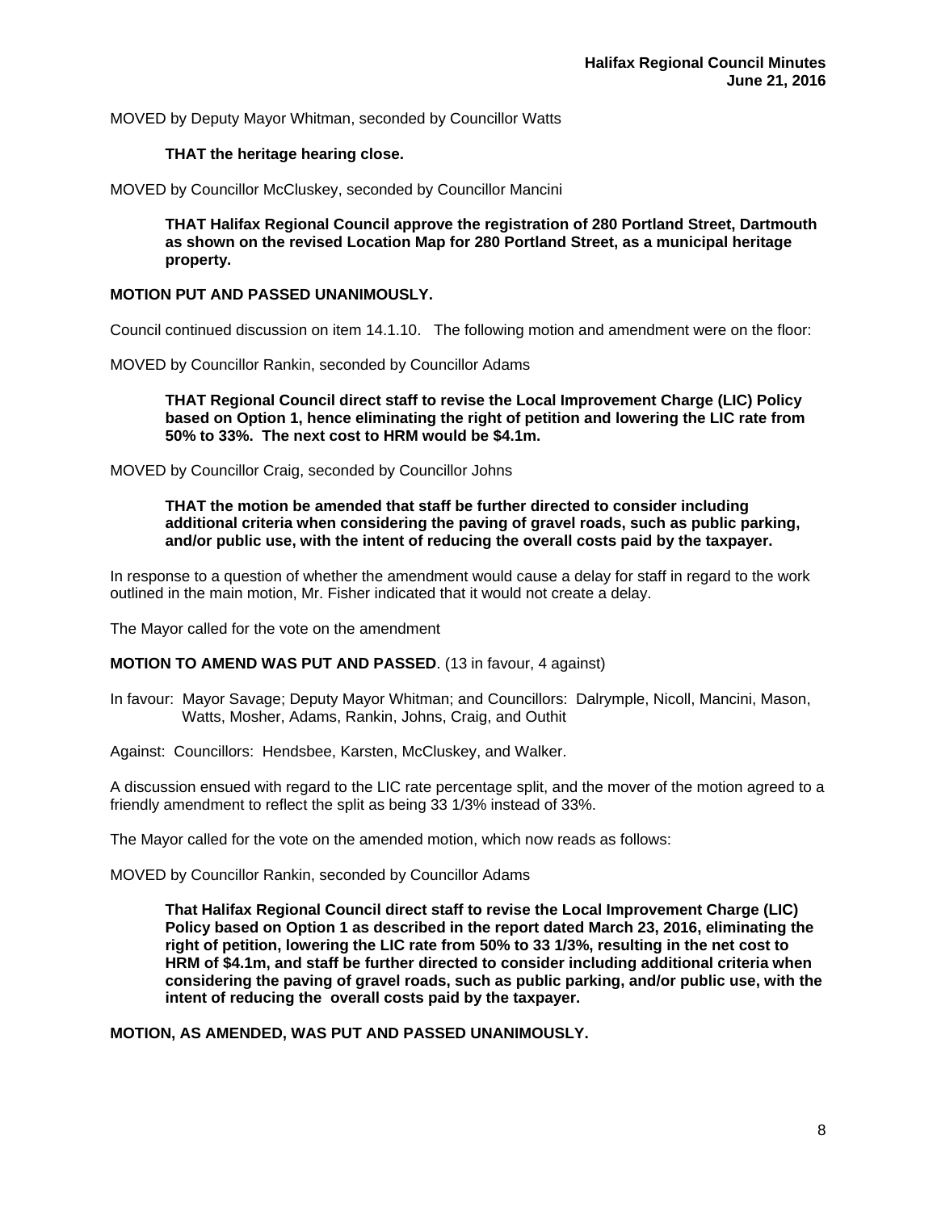MOVED by Deputy Mayor Whitman, seconded by Councillor Watts

> **THAT the heritage hearing close.**

MOVED by Councillor McCluskey, seconded by Councillor Mancini

> **THAT Halifax Regional Council approve the registration of 280 Portland Street, Dartmouth as shown on the revised Location Map for 280 Portland Street, as a municipal heritage property.**

**MOTION PUT AND PASSED UNANIMOUSLY.**

Council continued discussion on item 14.1.10. The following motion and amendment were on the floor:

MOVED by Councillor Rankin, seconded by Councillor Adams

> **THAT Regional Council direct staff to revise the Local Improvement Charge (LIC) Policy based on Option 1, hence eliminating the right of petition and lowering the LIC rate from 50% to 33%. The next cost to HRM would be $4.1m.**

MOVED by Councillor Craig, seconded by Councillor Johns

> **THAT the motion be amended that staff be further directed to consider including additional criteria when considering the paving of gravel roads, such as public parking, and/or public use, with the intent of reducing the overall costs paid by the taxpayer.**

In response to a question of whether the amendment would cause a delay for staff in regard to the work outlined in the main motion, Mr. Fisher indicated that it would not create a delay.

The Mayor called for the vote on the amendment

**MOTION TO AMEND WAS PUT AND PASSED**. (13 in favour, 4 against)

In favour: Mayor Savage; Deputy Mayor Whitman; and Councillors: Dalrymple, Nicoll, Mancini, Mason, Watts, Mosher, Adams, Rankin, Johns, Craig, and Outhit

Against: Councillors: Hendsbee, Karsten, McCluskey, and Walker.

A discussion ensued with regard to the LIC rate percentage split, and the mover of the motion agreed to a friendly amendment to reflect the split as being 33 1/3% instead of 33%.

The Mayor called for the vote on the amended motion, which now reads as follows:

MOVED by Councillor Rankin, seconded by Councillor Adams

> **That Halifax Regional Council direct staff to revise the Local Improvement Charge (LIC) Policy based on Option 1 as described in the report dated March 23, 2016, eliminating the right of petition, lowering the LIC rate from 50% to 33 1/3%, resulting in the net cost to HRM of $4.1m, and staff be further directed to consider including additional criteria when considering the paving of gravel roads, such as public parking, and/or public use, with the intent of reducing the overall costs paid by the taxpayer.**

**MOTION, AS AMENDED, WAS PUT AND PASSED UNANIMOUSLY.**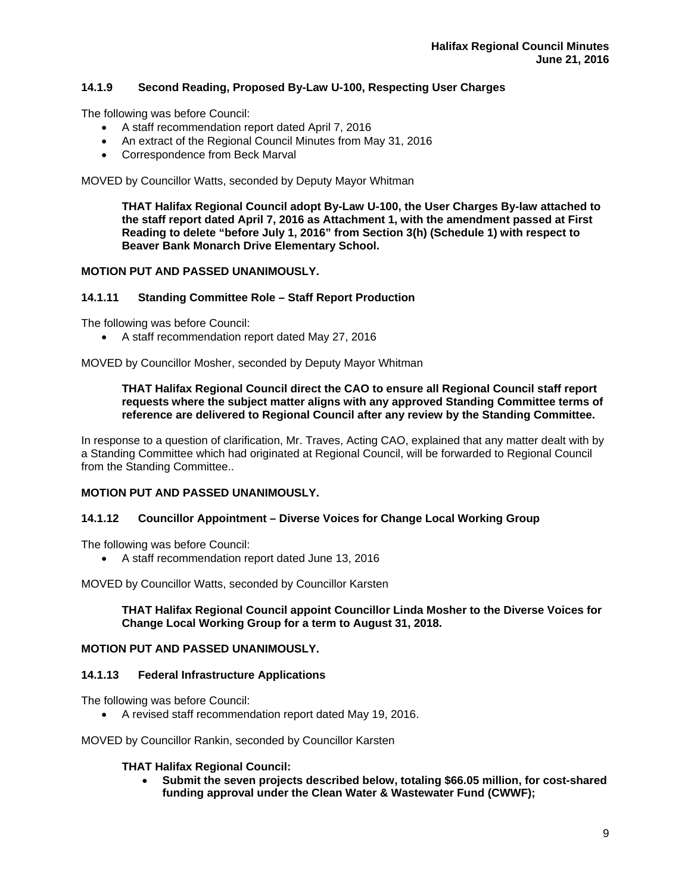### 14.1.9 Second Reading, Proposed By-Law U-100, Respecting User Charges

The following was before Council:

- A staff recommendation report dated April 7, 2016
- An extract of the Regional Council Minutes from May 31, 2016
- Correspondence from Beck Marval

MOVED by Councillor Watts, seconded by Deputy Mayor Whitman

> **THAT Halifax Regional Council adopt By-Law U-100, the User Charges By-law attached to the staff report dated April 7, 2016 as Attachment 1, with the amendment passed at First Reading to delete "before July 1, 2016" from Section 3(h) (Schedule 1) with respect to Beaver Bank Monarch Drive Elementary School.**

**MOTION PUT AND PASSED UNANIMOUSLY.**

### 14.1.11 Standing Committee Role – Staff Report Production

The following was before Council:

- A staff recommendation report dated May 27, 2016

MOVED by Councillor Mosher, seconded by Deputy Mayor Whitman

> **THAT Halifax Regional Council direct the CAO to ensure all Regional Council staff report requests where the subject matter aligns with any approved Standing Committee terms of reference are delivered to Regional Council after any review by the Standing Committee.**

In response to a question of clarification, Mr. Traves, Acting CAO, explained that any matter dealt with by a Standing Committee which had originated at Regional Council, will be forwarded to Regional Council from the Standing Committee..

**MOTION PUT AND PASSED UNANIMOUSLY.**

### 14.1.12 Councillor Appointment – Diverse Voices for Change Local Working Group

The following was before Council:

- A staff recommendation report dated June 13, 2016

MOVED by Councillor Watts, seconded by Councillor Karsten

> **THAT Halifax Regional Council appoint Councillor Linda Mosher to the Diverse Voices for Change Local Working Group for a term to August 31, 2018.**

**MOTION PUT AND PASSED UNANIMOUSLY.**

### 14.1.13 Federal Infrastructure Applications

The following was before Council:

- A revised staff recommendation report dated May 19, 2016.

MOVED by Councillor Rankin, seconded by Councillor Karsten

> **THAT Halifax Regional Council:**
>
> - **Submit the seven projects described below, totaling $66.05 million, for cost-shared funding approval under the Clean Water & Wastewater Fund (CWWF);**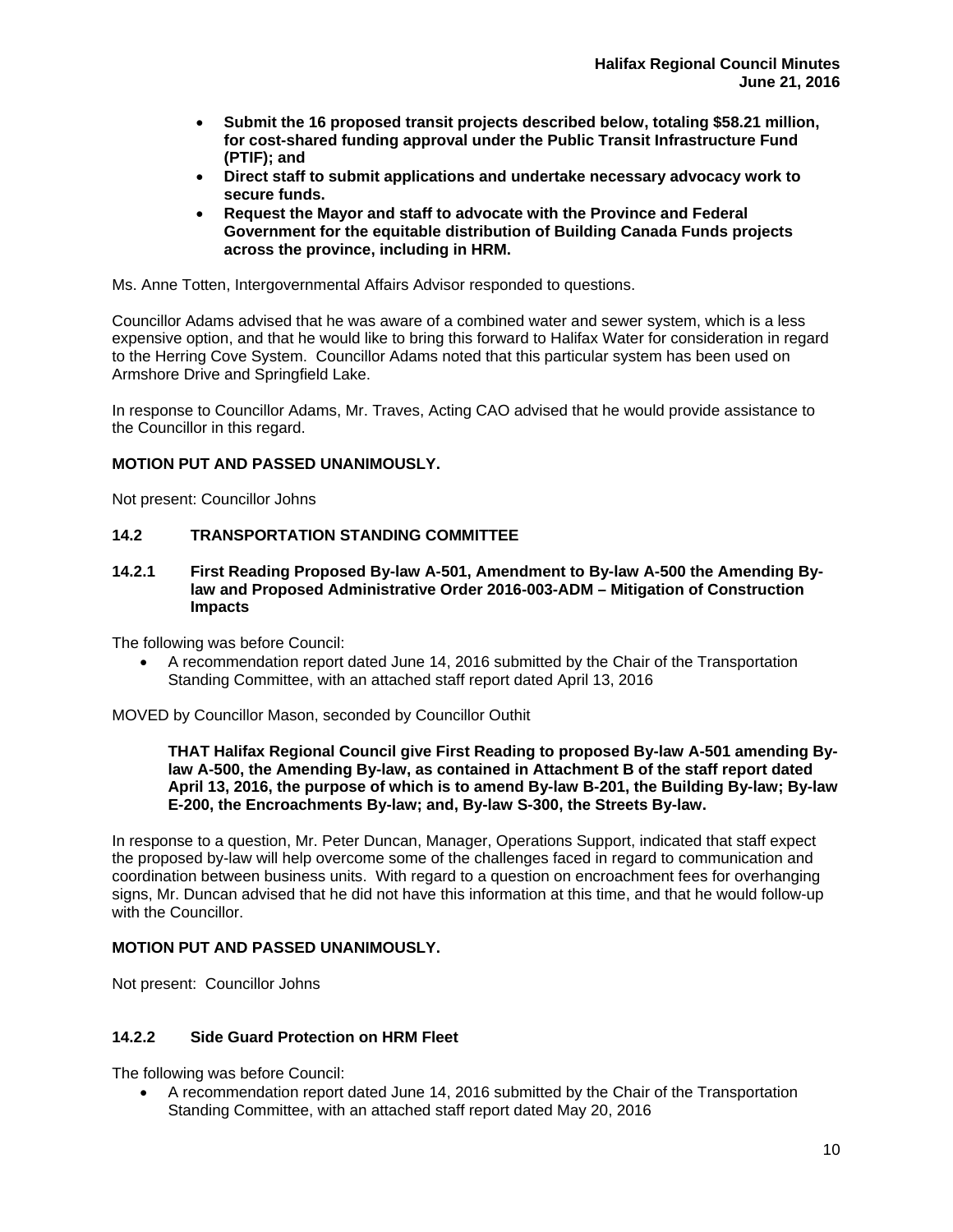- **Submit the 16 proposed transit projects described below, totaling $58.21 million, for cost-shared funding approval under the Public Transit Infrastructure Fund (PTIF); and**
- **Direct staff to submit applications and undertake necessary advocacy work to secure funds.**
- **Request the Mayor and staff to advocate with the Province and Federal Government for the equitable distribution of Building Canada Funds projects across the province, including in HRM.**

Ms. Anne Totten, Intergovernmental Affairs Advisor responded to questions.

Councillor Adams advised that he was aware of a combined water and sewer system, which is a less expensive option, and that he would like to bring this forward to Halifax Water for consideration in regard to the Herring Cove System. Councillor Adams noted that this particular system has been used on Armshore Drive and Springfield Lake.

In response to Councillor Adams, Mr. Traves, Acting CAO advised that he would provide assistance to the Councillor in this regard.

**MOTION PUT AND PASSED UNANIMOUSLY.**

Not present: Councillor Johns

## 14.2 TRANSPORTATION STANDING COMMITTEE

### 14.2.1 First Reading Proposed By-law A-501, Amendment to By-law A-500 the Amending By-law and Proposed Administrative Order 2016-003-ADM – Mitigation of Construction Impacts

The following was before Council:

- A recommendation report dated June 14, 2016 submitted by the Chair of the Transportation Standing Committee, with an attached staff report dated April 13, 2016

MOVED by Councillor Mason, seconded by Councillor Outhit

> **THAT Halifax Regional Council give First Reading to proposed By-law A-501 amending By-law A-500, the Amending By-law, as contained in Attachment B of the staff report dated April 13, 2016, the purpose of which is to amend By-law B-201, the Building By-law; By-law E-200, the Encroachments By-law; and, By-law S-300, the Streets By-law.**

In response to a question, Mr. Peter Duncan, Manager, Operations Support, indicated that staff expect the proposed by-law will help overcome some of the challenges faced in regard to communication and coordination between business units. With regard to a question on encroachment fees for overhanging signs, Mr. Duncan advised that he did not have this information at this time, and that he would follow-up with the Councillor.

**MOTION PUT AND PASSED UNANIMOUSLY.**

Not present: Councillor Johns

### 14.2.2 Side Guard Protection on HRM Fleet

The following was before Council:

- A recommendation report dated June 14, 2016 submitted by the Chair of the Transportation Standing Committee, with an attached staff report dated May 20, 2016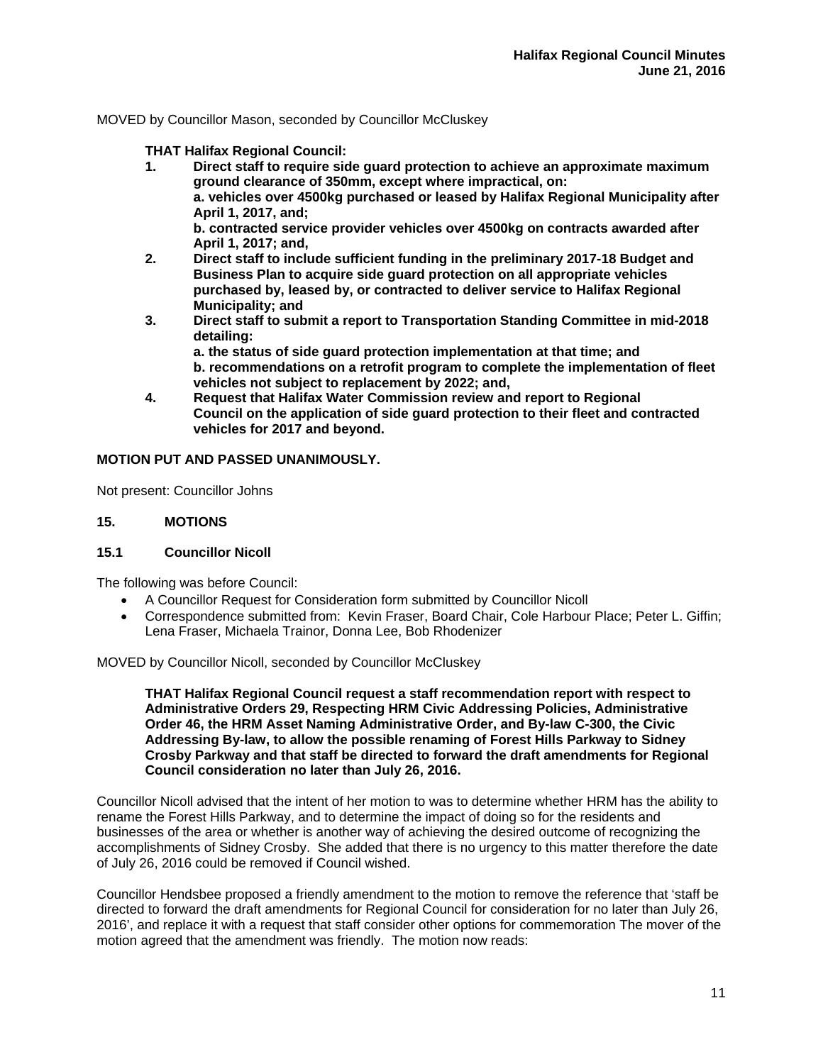MOVED by Councillor Mason, seconded by Councillor McCluskey

> **THAT Halifax Regional Council:**
> 1. **Direct staff to require side guard protection to achieve an approximate maximum ground clearance of 350mm, except where impractical, on:**
>    **a. vehicles over 4500kg purchased or leased by Halifax Regional Municipality after April 1, 2017, and;**
>    **b. contracted service provider vehicles over 4500kg on contracts awarded after April 1, 2017; and,**
> 2. **Direct staff to include sufficient funding in the preliminary 2017-18 Budget and Business Plan to acquire side guard protection on all appropriate vehicles purchased by, leased by, or contracted to deliver service to Halifax Regional Municipality; and**
> 3. **Direct staff to submit a report to Transportation Standing Committee in mid-2018 detailing:**
>    **a. the status of side guard protection implementation at that time; and**
>    **b. recommendations on a retrofit program to complete the implementation of fleet vehicles not subject to replacement by 2022; and,**
> 4. **Request that Halifax Water Commission review and report to Regional Council on the application of side guard protection to their fleet and contracted vehicles for 2017 and beyond.**

**MOTION PUT AND PASSED UNANIMOUSLY.**

Not present: Councillor Johns

## 15. MOTIONS

### 15.1 Councillor Nicoll

The following was before Council:

- A Councillor Request for Consideration form submitted by Councillor Nicoll
- Correspondence submitted from: Kevin Fraser, Board Chair, Cole Harbour Place; Peter L. Giffin; Lena Fraser, Michaela Trainor, Donna Lee, Bob Rhodenizer

MOVED by Councillor Nicoll, seconded by Councillor McCluskey

> **THAT Halifax Regional Council request a staff recommendation report with respect to Administrative Orders 29, Respecting HRM Civic Addressing Policies, Administrative Order 46, the HRM Asset Naming Administrative Order, and By-law C-300, the Civic Addressing By-law, to allow the possible renaming of Forest Hills Parkway to Sidney Crosby Parkway and that staff be directed to forward the draft amendments for Regional Council consideration no later than July 26, 2016.**

Councillor Nicoll advised that the intent of her motion to was to determine whether HRM has the ability to rename the Forest Hills Parkway, and to determine the impact of doing so for the residents and businesses of the area or whether is another way of achieving the desired outcome of recognizing the accomplishments of Sidney Crosby. She added that there is no urgency to this matter therefore the date of July 26, 2016 could be removed if Council wished.

Councillor Hendsbee proposed a friendly amendment to the motion to remove the reference that 'staff be directed to forward the draft amendments for Regional Council for consideration for no later than July 26, 2016', and replace it with a request that staff consider other options for commemoration The mover of the motion agreed that the amendment was friendly. The motion now reads: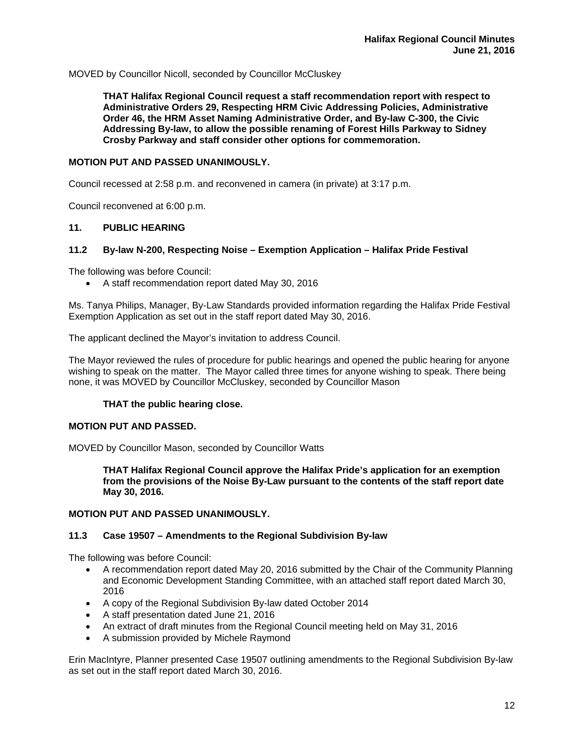MOVED by Councillor Nicoll, seconded by Councillor McCluskey

> **THAT Halifax Regional Council request a staff recommendation report with respect to Administrative Orders 29, Respecting HRM Civic Addressing Policies, Administrative Order 46, the HRM Asset Naming Administrative Order, and By-law C-300, the Civic Addressing By-law, to allow the possible renaming of Forest Hills Parkway to Sidney Crosby Parkway and staff consider other options for commemoration.**

**MOTION PUT AND PASSED UNANIMOUSLY.**

Council recessed at 2:58 p.m. and reconvened in camera (in private) at 3:17 p.m.

Council reconvened at 6:00 p.m.

## 11. PUBLIC HEARING

### 11.2 By-law N-200, Respecting Noise – Exemption Application – Halifax Pride Festival

The following was before Council:

- A staff recommendation report dated May 30, 2016

Ms. Tanya Philips, Manager, By-Law Standards provided information regarding the Halifax Pride Festival Exemption Application as set out in the staff report dated May 30, 2016.

The applicant declined the Mayor's invitation to address Council.

The Mayor reviewed the rules of procedure for public hearings and opened the public hearing for anyone wishing to speak on the matter. The Mayor called three times for anyone wishing to speak. There being none, it was MOVED by Councillor McCluskey, seconded by Councillor Mason

> **THAT the public hearing close.**

**MOTION PUT AND PASSED.**

MOVED by Councillor Mason, seconded by Councillor Watts

> **THAT Halifax Regional Council approve the Halifax Pride's application for an exemption from the provisions of the Noise By-Law pursuant to the contents of the staff report date May 30, 2016.**

**MOTION PUT AND PASSED UNANIMOUSLY.**

### 11.3 Case 19507 – Amendments to the Regional Subdivision By-law

The following was before Council:

- A recommendation report dated May 20, 2016 submitted by the Chair of the Community Planning and Economic Development Standing Committee, with an attached staff report dated March 30, 2016
- A copy of the Regional Subdivision By-law dated October 2014
- A staff presentation dated June 21, 2016
- An extract of draft minutes from the Regional Council meeting held on May 31, 2016
- A submission provided by Michele Raymond

Erin MacIntyre, Planner presented Case 19507 outlining amendments to the Regional Subdivision By-law as set out in the staff report dated March 30, 2016.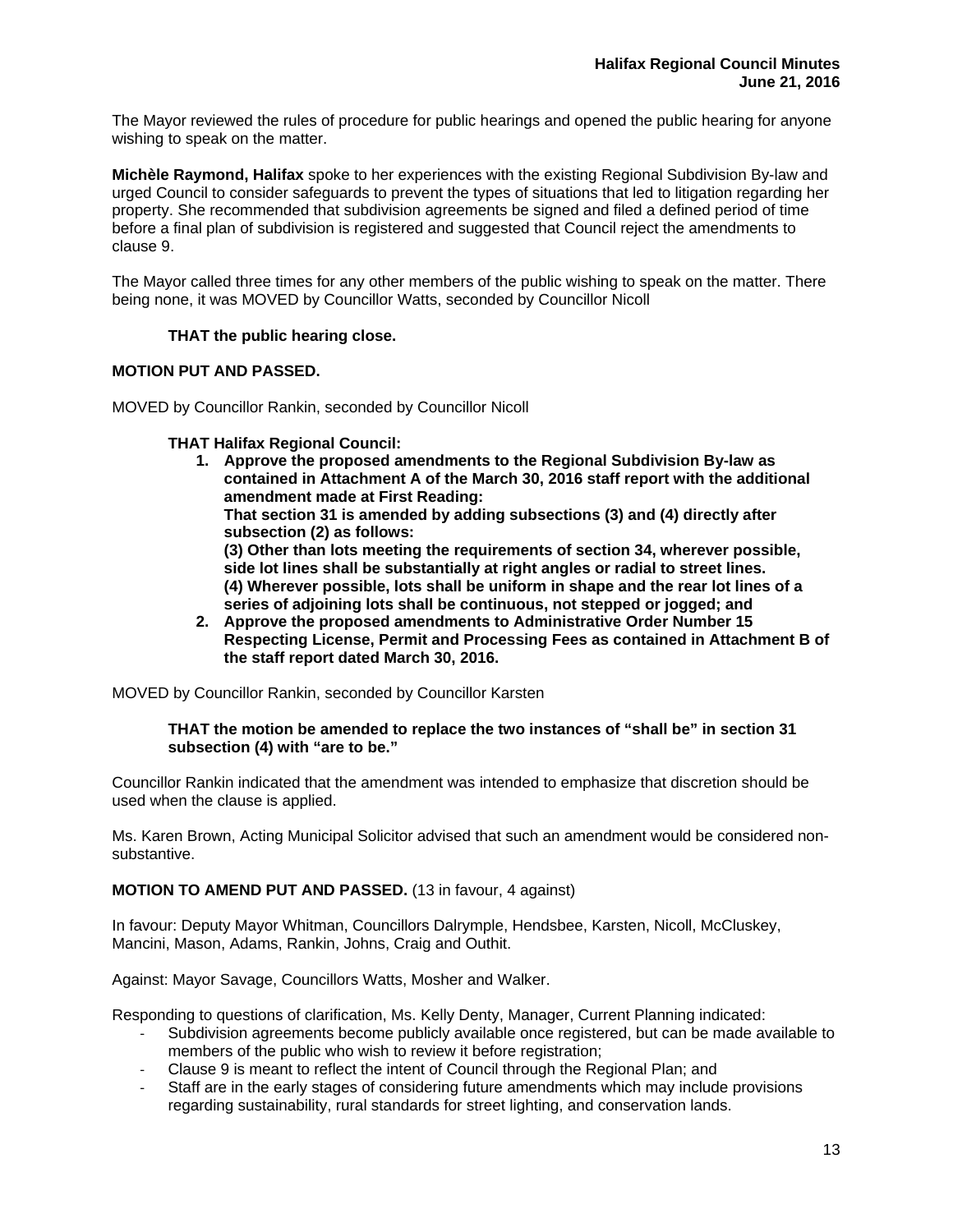The Mayor reviewed the rules of procedure for public hearings and opened the public hearing for anyone wishing to speak on the matter.

**Michèle Raymond, Halifax** spoke to her experiences with the existing Regional Subdivision By-law and urged Council to consider safeguards to prevent the types of situations that led to litigation regarding her property. She recommended that subdivision agreements be signed and filed a defined period of time before a final plan of subdivision is registered and suggested that Council reject the amendments to clause 9.

The Mayor called three times for any other members of the public wishing to speak on the matter. There being none, it was MOVED by Councillor Watts, seconded by Councillor Nicoll

> **THAT the public hearing close.**

**MOTION PUT AND PASSED.**

MOVED by Councillor Rankin, seconded by Councillor Nicoll

> **THAT Halifax Regional Council:**
> 1. **Approve the proposed amendments to the Regional Subdivision By-law as contained in Attachment A of the March 30, 2016 staff report with the additional amendment made at First Reading:**
>    **That section 31 is amended by adding subsections (3) and (4) directly after subsection (2) as follows:**
>    **(3) Other than lots meeting the requirements of section 34, wherever possible, side lot lines shall be substantially at right angles or radial to street lines.**
>    **(4) Wherever possible, lots shall be uniform in shape and the rear lot lines of a series of adjoining lots shall be continuous, not stepped or jogged; and**
> 2. **Approve the proposed amendments to Administrative Order Number 15 Respecting License, Permit and Processing Fees as contained in Attachment B of the staff report dated March 30, 2016.**

MOVED by Councillor Rankin, seconded by Councillor Karsten

> **THAT the motion be amended to replace the two instances of "shall be" in section 31 subsection (4) with "are to be."**

Councillor Rankin indicated that the amendment was intended to emphasize that discretion should be used when the clause is applied.

Ms. Karen Brown, Acting Municipal Solicitor advised that such an amendment would be considered non-substantive.

**MOTION TO AMEND PUT AND PASSED.** (13 in favour, 4 against)

In favour: Deputy Mayor Whitman, Councillors Dalrymple, Hendsbee, Karsten, Nicoll, McCluskey, Mancini, Mason, Adams, Rankin, Johns, Craig and Outhit.

Against: Mayor Savage, Councillors Watts, Mosher and Walker.

Responding to questions of clarification, Ms. Kelly Denty, Manager, Current Planning indicated:

- Subdivision agreements become publicly available once registered, but can be made available to members of the public who wish to review it before registration;
- Clause 9 is meant to reflect the intent of Council through the Regional Plan; and
- Staff are in the early stages of considering future amendments which may include provisions regarding sustainability, rural standards for street lighting, and conservation lands.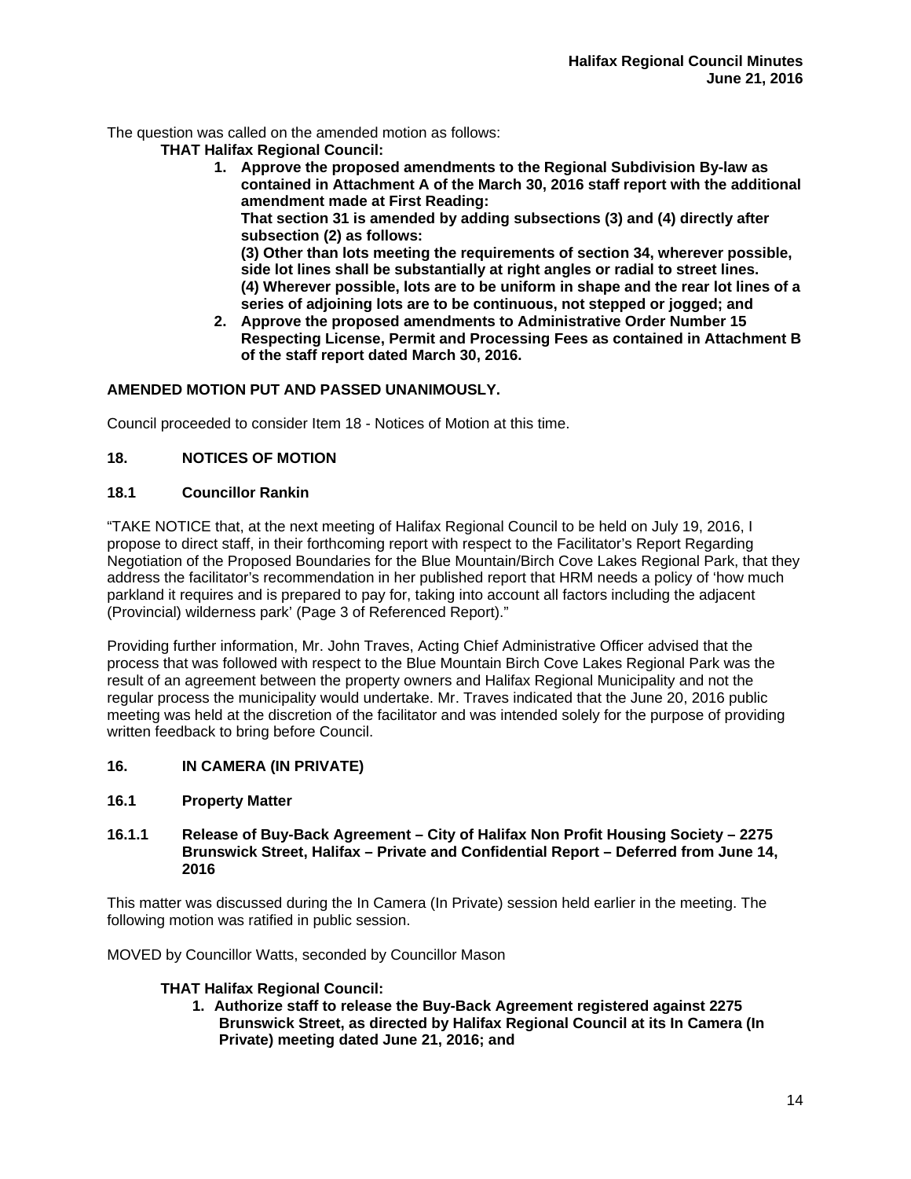The question was called on the amended motion as follows:

**THAT Halifax Regional Council:**

1. **Approve the proposed amendments to the Regional Subdivision By-law as contained in Attachment A of the March 30, 2016 staff report with the additional amendment made at First Reading:**
   **That section 31 is amended by adding subsections (3) and (4) directly after subsection (2) as follows:**
   **(3) Other than lots meeting the requirements of section 34, wherever possible, side lot lines shall be substantially at right angles or radial to street lines.**
   **(4) Wherever possible, lots are to be uniform in shape and the rear lot lines of a series of adjoining lots are to be continuous, not stepped or jogged; and**
2. **Approve the proposed amendments to Administrative Order Number 15 Respecting License, Permit and Processing Fees as contained in Attachment B of the staff report dated March 30, 2016.**

**AMENDED MOTION PUT AND PASSED UNANIMOUSLY.**

Council proceeded to consider Item 18 - Notices of Motion at this time.

## 18. NOTICES OF MOTION

### 18.1 Councillor Rankin

"TAKE NOTICE that, at the next meeting of Halifax Regional Council to be held on July 19, 2016, I propose to direct staff, in their forthcoming report with respect to the Facilitator's Report Regarding Negotiation of the Proposed Boundaries for the Blue Mountain/Birch Cove Lakes Regional Park, that they address the facilitator's recommendation in her published report that HRM needs a policy of 'how much parkland it requires and is prepared to pay for, taking into account all factors including the adjacent (Provincial) wilderness park' (Page 3 of Referenced Report)."

Providing further information, Mr. John Traves, Acting Chief Administrative Officer advised that the process that was followed with respect to the Blue Mountain Birch Cove Lakes Regional Park was the result of an agreement between the property owners and Halifax Regional Municipality and not the regular process the municipality would undertake. Mr. Traves indicated that the June 20, 2016 public meeting was held at the discretion of the facilitator and was intended solely for the purpose of providing written feedback to bring before Council.

## 16. IN CAMERA (IN PRIVATE)

### 16.1 Property Matter

#### 16.1.1 Release of Buy-Back Agreement – City of Halifax Non Profit Housing Society – 2275 Brunswick Street, Halifax – Private and Confidential Report – Deferred from June 14, 2016

This matter was discussed during the In Camera (In Private) session held earlier in the meeting. The following motion was ratified in public session.

MOVED by Councillor Watts, seconded by Councillor Mason

**THAT Halifax Regional Council:**

1. **Authorize staff to release the Buy-Back Agreement registered against 2275 Brunswick Street, as directed by Halifax Regional Council at its In Camera (In Private) meeting dated June 21, 2016; and**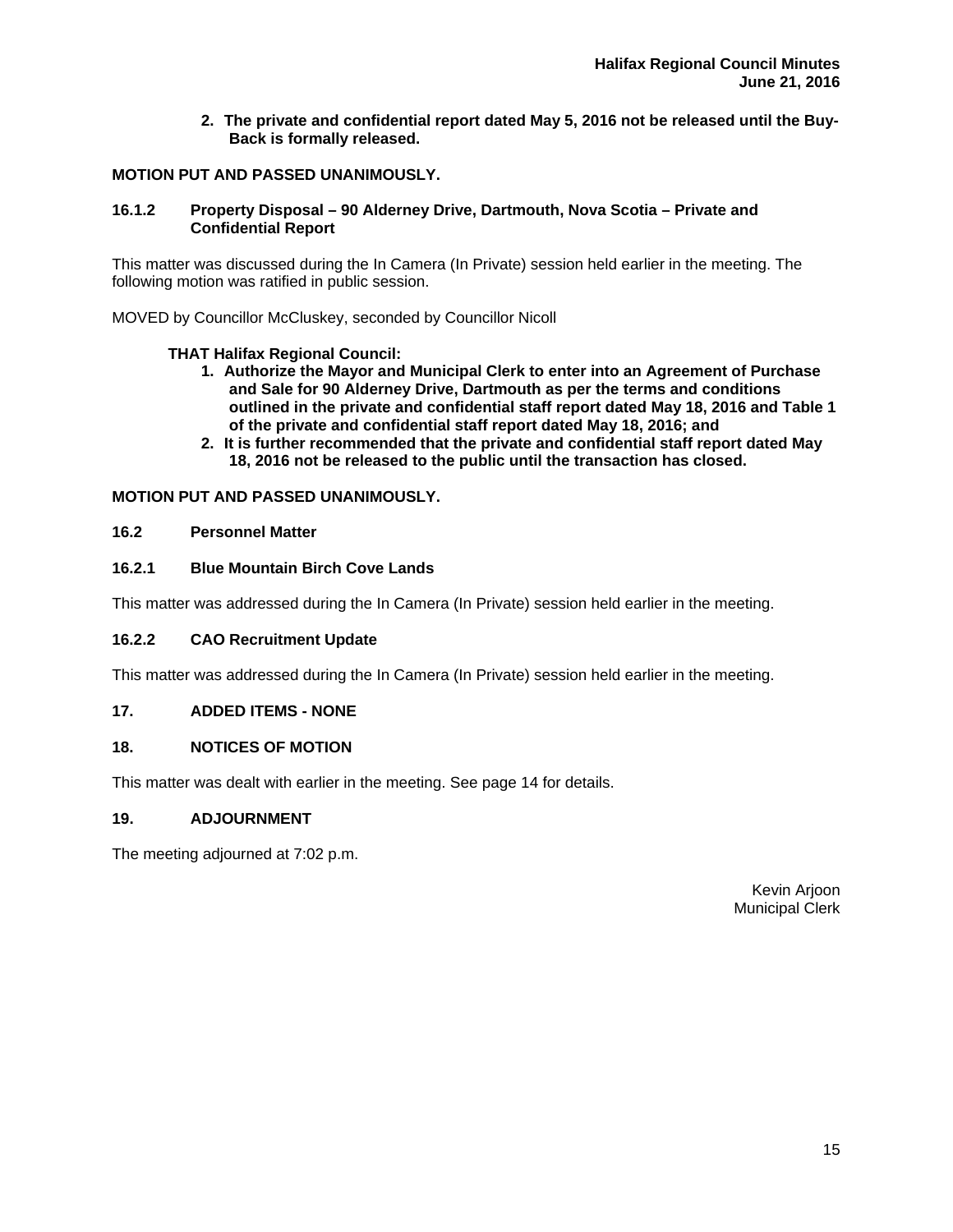**2. The private and confidential report dated May 5, 2016 not be released until the Buy-Back is formally released.**

**MOTION PUT AND PASSED UNANIMOUSLY.**

### 16.1.2 Property Disposal – 90 Alderney Drive, Dartmouth, Nova Scotia – Private and Confidential Report

This matter was discussed during the In Camera (In Private) session held earlier in the meeting. The following motion was ratified in public session.

MOVED by Councillor McCluskey, seconded by Councillor Nicoll

**THAT Halifax Regional Council:**

1. **Authorize the Mayor and Municipal Clerk to enter into an Agreement of Purchase and Sale for 90 Alderney Drive, Dartmouth as per the terms and conditions outlined in the private and confidential staff report dated May 18, 2016 and Table 1 of the private and confidential staff report dated May 18, 2016; and**
2. **It is further recommended that the private and confidential staff report dated May 18, 2016 not be released to the public until the transaction has closed.**

**MOTION PUT AND PASSED UNANIMOUSLY.**

### 16.2 Personnel Matter

### 16.2.1 Blue Mountain Birch Cove Lands

This matter was addressed during the In Camera (In Private) session held earlier in the meeting.

### 16.2.2 CAO Recruitment Update

This matter was addressed during the In Camera (In Private) session held earlier in the meeting.

## 17. ADDED ITEMS - NONE

## 18. NOTICES OF MOTION

This matter was dealt with earlier in the meeting. See page 14 for details.

## 19. ADJOURNMENT

The meeting adjourned at 7:02 p.m.

Kevin Arjoon
Municipal Clerk